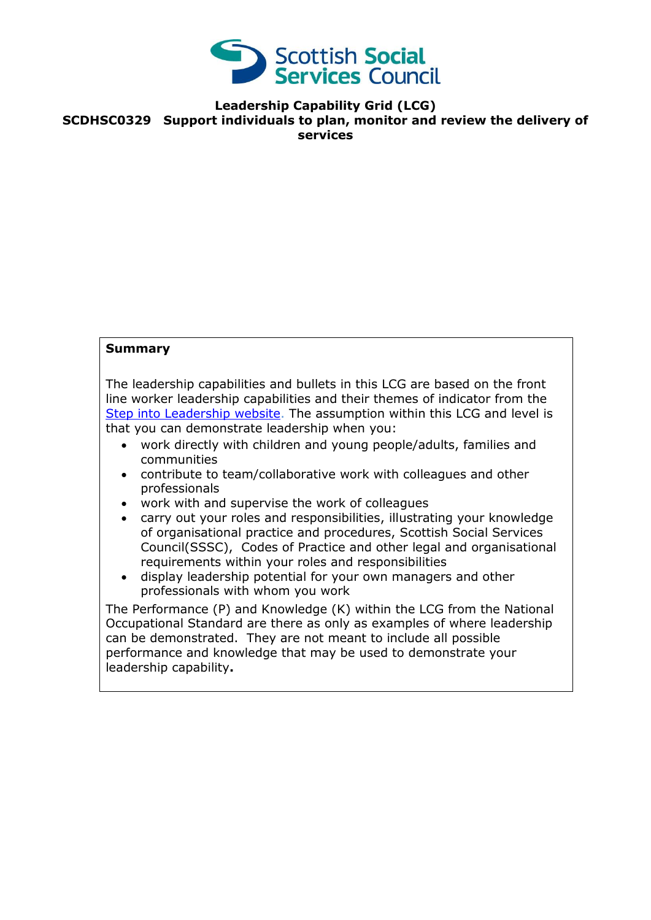# Leadership Capability Grid (LCG)

## SCDHSC0329 Support individuals to plan, monitor and review the delivery of services

**Summary**

The leadership capabilities and bullets in this LCG are based on the front line worker leadership capabilities and their themes of indicator from the Step into Leadership website. The assumption within this LCG and level is that you can demonstrate leadership when you:

- work directly with children and young people/adults, families and communities
- contribute to team/collaborative work with colleagues and other professionals
- work with and supervise the work of colleagues
- carry out your roles and responsibilities, illustrating your knowledge of organisational practice and procedures, Scottish Social Services Council(SSSC), Codes of Practice and other legal and organisational requirements within your roles and responsibilities
- display leadership potential for your own managers and other professionals with whom you work

The Performance (P) and Knowledge (K) within the LCG from the National Occupational Standard are there as only as examples of where leadership can be demonstrated. They are not meant to include all possible performance and knowledge that may be used to demonstrate your leadership capability**.**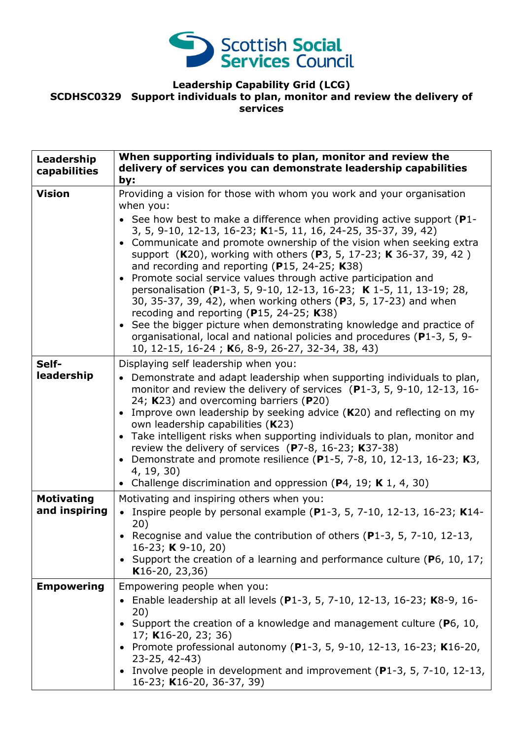**Leadership Capability Grid (LCG)**
**SCDHSC0329 Support individuals to plan, monitor and review the delivery of services**

| Leadership capabilities | When supporting individuals to plan, monitor and review the delivery of services you can demonstrate leadership capabilities by: |
|---|---|
| **Vision** | Providing a vision for those with whom you work and your organisation when you:<br>• See how best to make a difference when providing active support (**P**1-3, 5, 9-10, 12-13, 16-23; **K**1-5, 11, 16, 24-25, 35-37, 39, 42)<br>• Communicate and promote ownership of the vision when seeking extra support (**K**20), working with others (**P**3, 5, 17-23; **K** 36-37, 39, 42 ) and recording and reporting (**P**15, 24-25; **K**38)<br>• Promote social service values through active participation and personalisation (**P**1-3, 5, 9-10, 12-13, 16-23; **K** 1-5, 11, 13-19; 28, 30, 35-37, 39, 42), when working others (**P**3, 5, 17-23) and when recoding and reporting (**P**15, 24-25; **K**38)<br>• See the bigger picture when demonstrating knowledge and practice of organisational, local and national policies and procedures (**P**1-3, 5, 9-10, 12-15, 16-24 ; **K**6, 8-9, 26-27, 32-34, 38, 43) |
| **Self-leadership** | Displaying self leadership when you:<br>• Demonstrate and adapt leadership when supporting individuals to plan, monitor and review the delivery of services (**P**1-3, 5, 9-10, 12-13, 16-24; **K**23) and overcoming barriers (**P**20)<br>• Improve own leadership by seeking advice (**K**20) and reflecting on my own leadership capabilities (**K**23)<br>• Take intelligent risks when supporting individuals to plan, monitor and review the delivery of services (**P**7-8, 16-23; **K**37-38)<br>• Demonstrate and promote resilience (**P**1-5, 7-8, 10, 12-13, 16-23; **K**3, 4, 19, 30)<br>• Challenge discrimination and oppression (**P**4, 19; **K** 1, 4, 30) |
| **Motivating and inspiring** | Motivating and inspiring others when you:<br>• Inspire people by personal example (**P**1-3, 5, 7-10, 12-13, 16-23; **K**14-20)<br>• Recognise and value the contribution of others (**P**1-3, 5, 7-10, 12-13, 16-23; **K** 9-10, 20)<br>• Support the creation of a learning and performance culture (**P**6, 10, 17; **K**16-20, 23,36) |
| **Empowering** | Empowering people when you:<br>• Enable leadership at all levels (**P**1-3, 5, 7-10, 12-13, 16-23; **K**8-9, 16-20)<br>• Support the creation of a knowledge and management culture (**P**6, 10, 17; **K**16-20, 23; 36)<br>• Promote professional autonomy (**P**1-3, 5, 9-10, 12-13, 16-23; **K**16-20, 23-25, 42-43)<br>• Involve people in development and improvement (**P**1-3, 5, 7-10, 12-13, 16-23; **K**16-20, 36-37, 39) |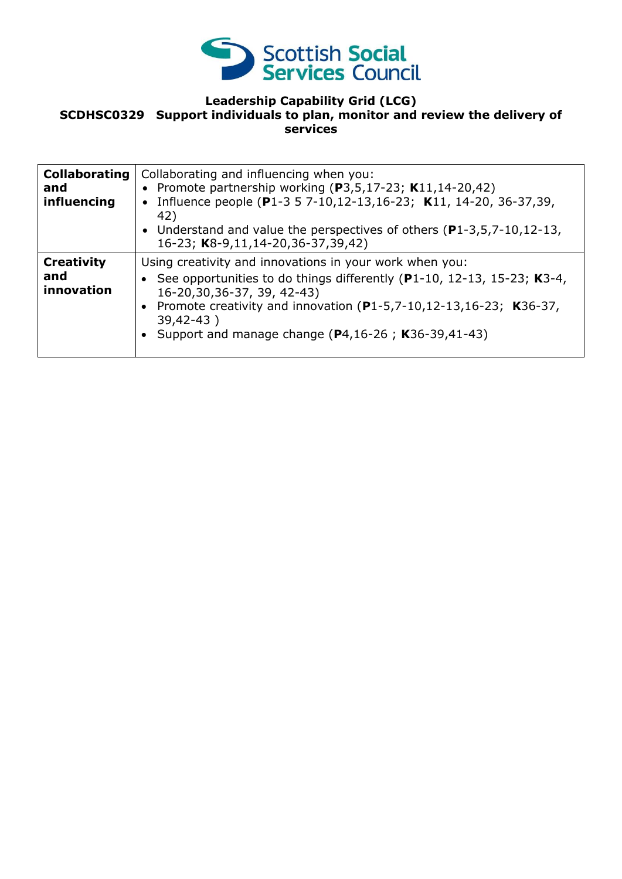**Leadership Capability Grid (LCG)**
**SCDHSC0329 Support individuals to plan, monitor and review the delivery of services**

| | |
|---|---|
| **Collaborating and influencing** | Collaborating and influencing when you:<br>• Promote partnership working (**P**3,5,17-23; **K**11,14-20,42)<br>• Influence people (**P**1-3 5 7-10,12-13,16-23; **K**11, 14-20, 36-37,39, 42)<br>• Understand and value the perspectives of others (**P**1-3,5,7-10,12-13, 16-23; **K**8-9,11,14-20,36-37,39,42) |
| **Creativity and innovation** | Using creativity and innovations in your work when you:<br>• See opportunities to do things differently (**P**1-10, 12-13, 15-23; **K**3-4, 16-20,30,36-37, 39, 42-43)<br>• Promote creativity and innovation (**P**1-5,7-10,12-13,16-23; **K**36-37, 39,42-43 )<br>• Support and manage change (**P**4,16-26 ; **K**36-39,41-43) |